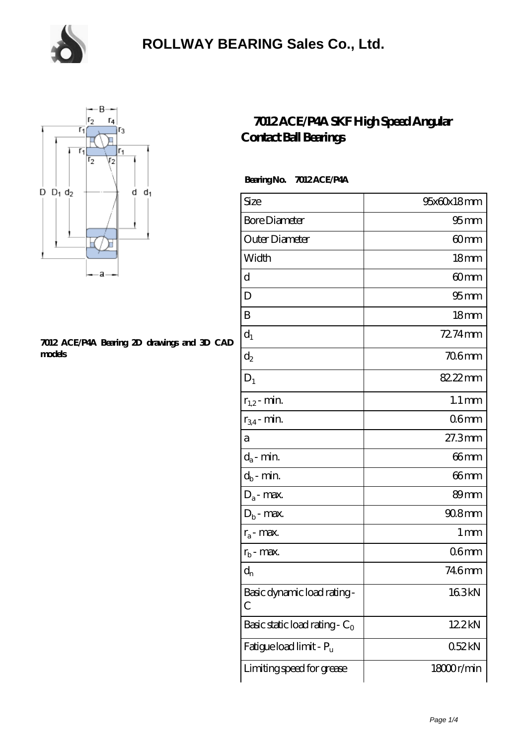# ROLLWAY BEARING Sales Co., Ltd.

## 7012 ACE/P4A SKF High Speed Angular Contact Ball Bearings

**7012 ACE/P4A Bearing 2D drawings and 3D CAD models**

**Bearing No. 7012 ACE/P4A**

| | |
|---|---|
| Size | 95x60x18 mm |
| Bore Diameter | 95 mm |
| Outer Diameter | 60 mm |
| Width | 18 mm |
| d | 60 mm |
| D | 95 mm |
| B | 18 mm |
| $d_1$ | 72.74 mm |
| $d_2$ | 70.6 mm |
| $D_1$ | 82.22 mm |
| $r_{1,2}$ - min. | 1.1 mm |
| $r_{3,4}$ - min. | 0.6 mm |
| a | 27.3 mm |
| $d_a$ - min. | 66 mm |
| $d_b$ - min. | 66 mm |
| $D_a$ - max. | 89 mm |
| $D_b$ - max. | 90.8 mm |
| $r_a$ - max. | 1 mm |
| $r_b$ - max. | 0.6 mm |
| $d_n$ | 74.6 mm |
| Basic dynamic load rating - C | 16.3 kN |
| Basic static load rating - $C_0$ | 12.2 kN |
| Fatigue load limit - $P_u$ | 0.52 kN |
| Limiting speed for grease | 18000 r/min |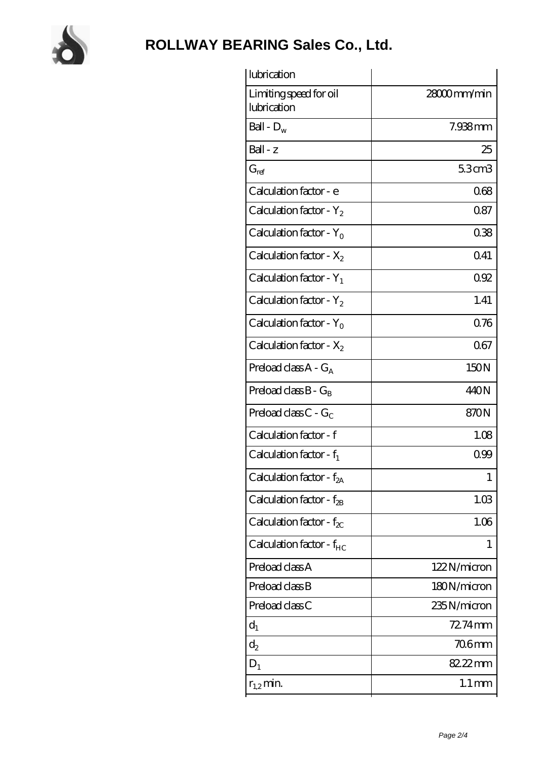| lubrication | |
| --- | --- |
| Limiting speed for oil lubrication | 28000 mm/min |
| Ball - $D_w$ | 7.938 mm |
| Ball - z | 25 |
| $G_{ref}$ | 5.3 cm3 |
| Calculation factor - e | 0.68 |
| Calculation factor - $Y_2$ | 0.87 |
| Calculation factor - $Y_0$ | 0.38 |
| Calculation factor - $X_2$ | 0.41 |
| Calculation factor - $Y_1$ | 0.92 |
| Calculation factor - $Y_2$ | 1.41 |
| Calculation factor - $Y_0$ | 0.76 |
| Calculation factor - $X_2$ | 0.67 |
| Preload class A - $G_A$ | 150 N |
| Preload class B - $G_B$ | 440 N |
| Preload class C - $G_C$ | 870 N |
| Calculation factor - f | 1.08 |
| Calculation factor - $f_1$ | 0.99 |
| Calculation factor - $f_{2A}$ | 1 |
| Calculation factor - $f_{2B}$ | 1.03 |
| Calculation factor - $f_{2C}$ | 1.06 |
| Calculation factor - $f_{HC}$ | 1 |
| Preload class A | 122 N/micron |
| Preload class B | 180 N/micron |
| Preload class C | 235 N/micron |
| $d_1$ | 72.74 mm |
| $d_2$ | 70.6 mm |
| $D_1$ | 82.22 mm |
| $r_{1,2}$ min. | 1.1 mm |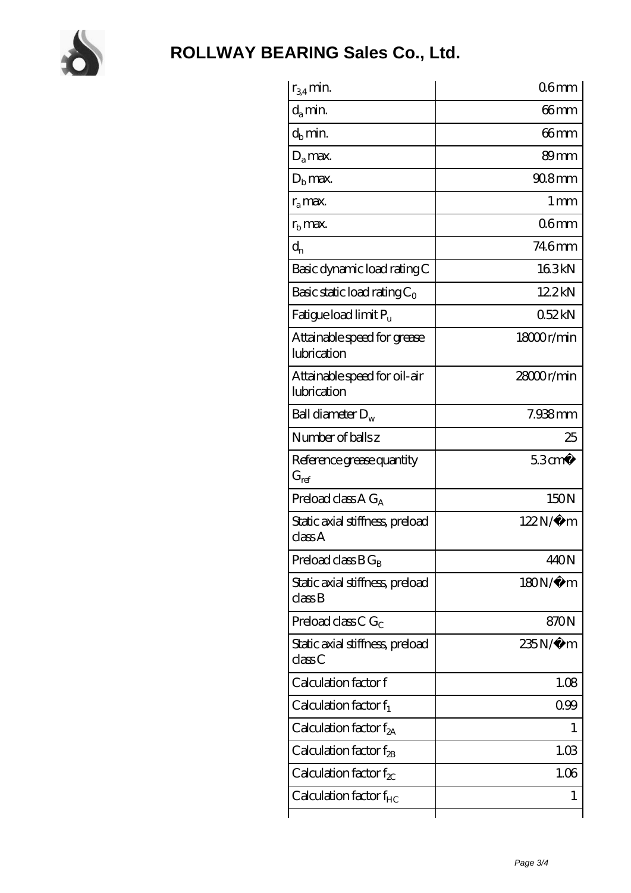# ROLLWAY BEARING Sales Co., Ltd.

| | |
|---|---|
| $r_{3,4}$ min. | 0.6 mm |
| $d_a$ min. | 66 mm |
| $d_b$ min. | 66 mm |
| $D_a$ max. | 89 mm |
| $D_b$ max. | 90.8 mm |
| $r_a$ max. | 1 mm |
| $r_b$ max. | 0.6 mm |
| $d_n$ | 74.6 mm |
| Basic dynamic load rating C | 16.3 kN |
| Basic static load rating $C_0$ | 12.2 kN |
| Fatigue load limit $P_u$ | 0.52 kN |
| Attainable speed for grease lubrication | 18000 r/min |
| Attainable speed for oil-air lubrication | 28000 r/min |
| Ball diameter $D_w$ | 7.938 mm |
| Number of balls z | 25 |
| Reference grease quantity $G_{ref}$ | 5.3 cm³ |
| Preload class A $G_A$ | 150 N |
| Static axial stiffness, preload class A | 122 N/µm |
| Preload class B $G_B$ | 440 N |
| Static axial stiffness, preload class B | 180 N/µm |
| Preload class C $G_C$ | 870 N |
| Static axial stiffness, preload class C | 235 N/µm |
| Calculation factor f | 1.08 |
| Calculation factor $f_1$ | 0.99 |
| Calculation factor $f_{2A}$ | 1 |
| Calculation factor $f_{2B}$ | 1.03 |
| Calculation factor $f_{2C}$ | 1.06 |
| Calculation factor $f_{HC}$ | 1 |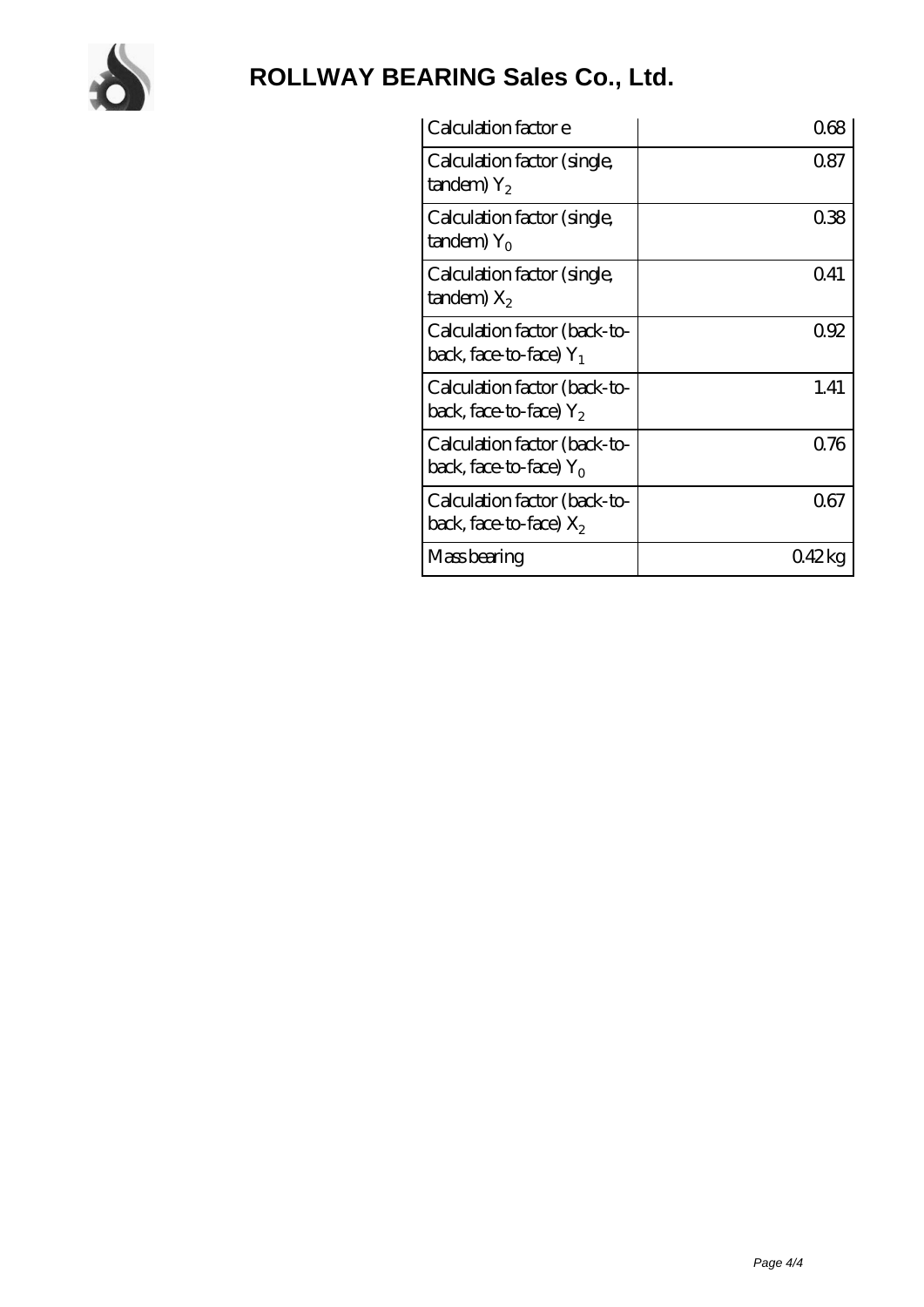| | |
|---|---|
| Calculation factor e | 0.68 |
| Calculation factor (single, tandem) $Y_2$ | 0.87 |
| Calculation factor (single, tandem) $Y_0$ | 0.38 |
| Calculation factor (single, tandem) $X_2$ | 0.41 |
| Calculation factor (back-to-back, face-to-face) $Y_1$ | 0.92 |
| Calculation factor (back-to-back, face-to-face) $Y_2$ | 1.41 |
| Calculation factor (back-to-back, face-to-face) $Y_0$ | 0.76 |
| Calculation factor (back-to-back, face-to-face) $X_2$ | 0.67 |
| Mass bearing | 0.42 kg |